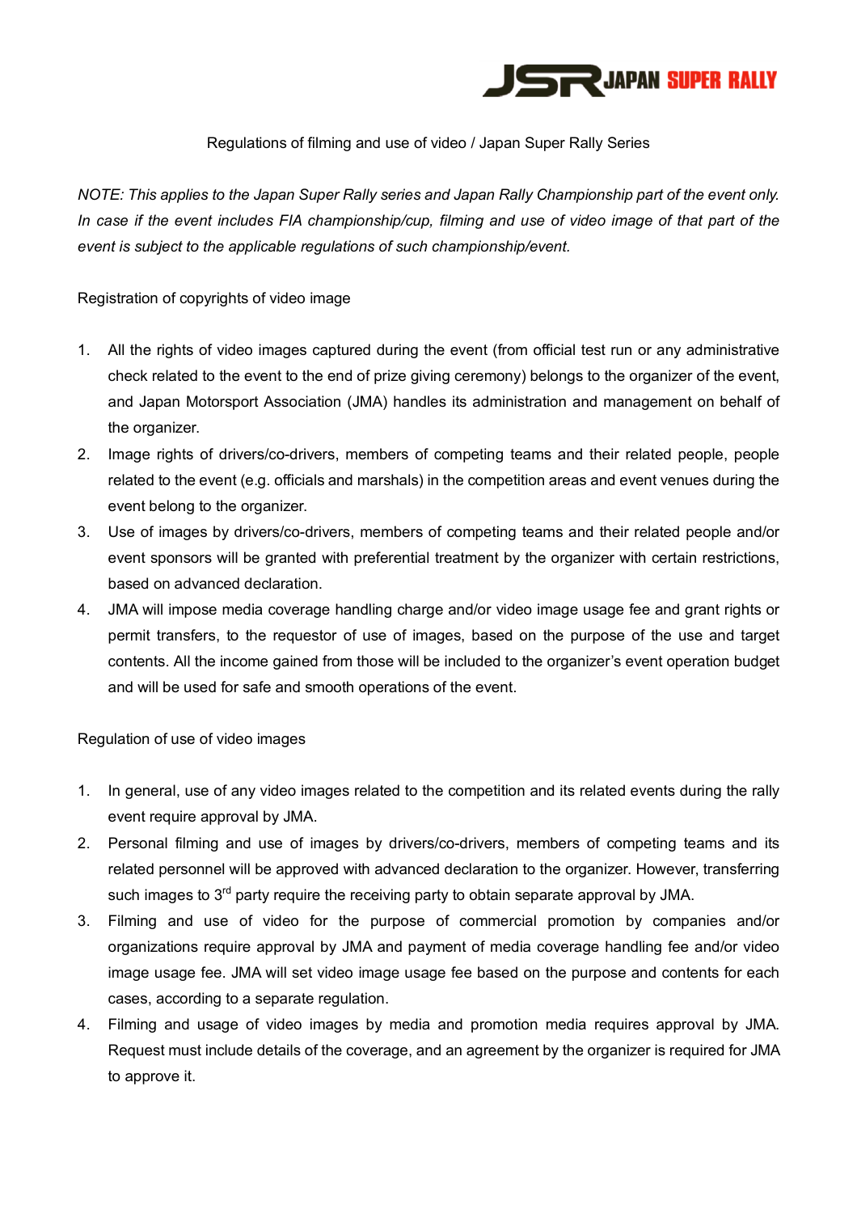# Regulations of filming and use of video / Japan Super Rally Series

*NOTE: This applies to the Japan Super Rally series and Japan Rally Championship part of the event only. In case if the event includes FIA championship/cup, filming and use of video image of that part of the event is subject to the applicable regulations of such championship/event.*

## Registration of copyrights of video image

1. All the rights of video images captured during the event (from official test run or any administrative check related to the event to the end of prize giving ceremony) belongs to the organizer of the event, and Japan Motorsport Association (JMA) handles its administration and management on behalf of the organizer.
2. Image rights of drivers/co-drivers, members of competing teams and their related people, people related to the event (e.g. officials and marshals) in the competition areas and event venues during the event belong to the organizer.
3. Use of images by drivers/co-drivers, members of competing teams and their related people and/or event sponsors will be granted with preferential treatment by the organizer with certain restrictions, based on advanced declaration.
4. JMA will impose media coverage handling charge and/or video image usage fee and grant rights or permit transfers, to the requestor of use of images, based on the purpose of the use and target contents. All the income gained from those will be included to the organizer's event operation budget and will be used for safe and smooth operations of the event.

## Regulation of use of video images

1. In general, use of any video images related to the competition and its related events during the rally event require approval by JMA.
2. Personal filming and use of images by drivers/co-drivers, members of competing teams and its related personnel will be approved with advanced declaration to the organizer. However, transferring such images to 3rd party require the receiving party to obtain separate approval by JMA.
3. Filming and use of video for the purpose of commercial promotion by companies and/or organizations require approval by JMA and payment of media coverage handling fee and/or video image usage fee. JMA will set video image usage fee based on the purpose and contents for each cases, according to a separate regulation.
4. Filming and usage of video images by media and promotion media requires approval by JMA. Request must include details of the coverage, and an agreement by the organizer is required for JMA to approve it.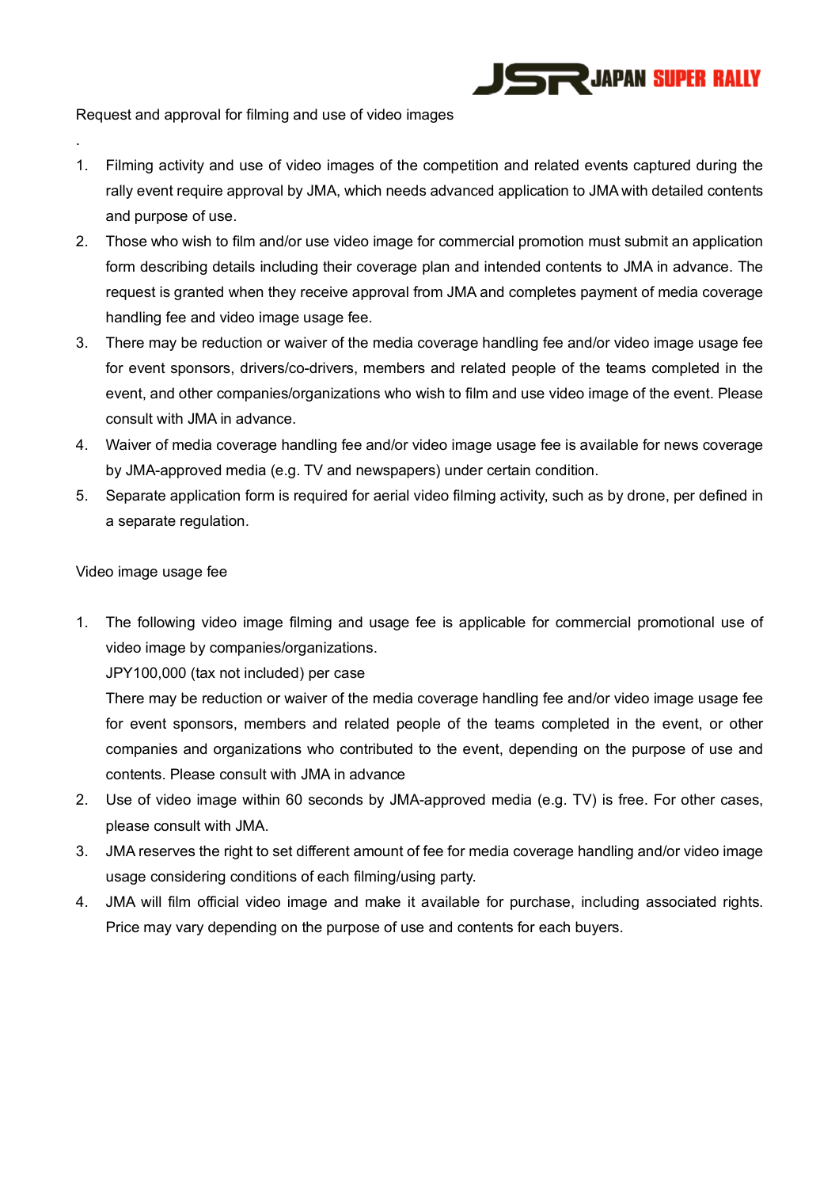Request and approval for filming and use of video images

.

1. Filming activity and use of video images of the competition and related events captured during the rally event require approval by JMA, which needs advanced application to JMA with detailed contents and purpose of use.
2. Those who wish to film and/or use video image for commercial promotion must submit an application form describing details including their coverage plan and intended contents to JMA in advance. The request is granted when they receive approval from JMA and completes payment of media coverage handling fee and video image usage fee.
3. There may be reduction or waiver of the media coverage handling fee and/or video image usage fee for event sponsors, drivers/co-drivers, members and related people of the teams completed in the event, and other companies/organizations who wish to film and use video image of the event. Please consult with JMA in advance.
4. Waiver of media coverage handling fee and/or video image usage fee is available for news coverage by JMA-approved media (e.g. TV and newspapers) under certain condition.
5. Separate application form is required for aerial video filming activity, such as by drone, per defined in a separate regulation.

Video image usage fee

1. The following video image filming and usage fee is applicable for commercial promotional use of video image by companies/organizations.
   JPY100,000 (tax not included) per case
   There may be reduction or waiver of the media coverage handling fee and/or video image usage fee for event sponsors, members and related people of the teams completed in the event, or other companies and organizations who contributed to the event, depending on the purpose of use and contents. Please consult with JMA in advance
2. Use of video image within 60 seconds by JMA-approved media (e.g. TV) is free. For other cases, please consult with JMA.
3. JMA reserves the right to set different amount of fee for media coverage handling and/or video image usage considering conditions of each filming/using party.
4. JMA will film official video image and make it available for purchase, including associated rights. Price may vary depending on the purpose of use and contents for each buyers.